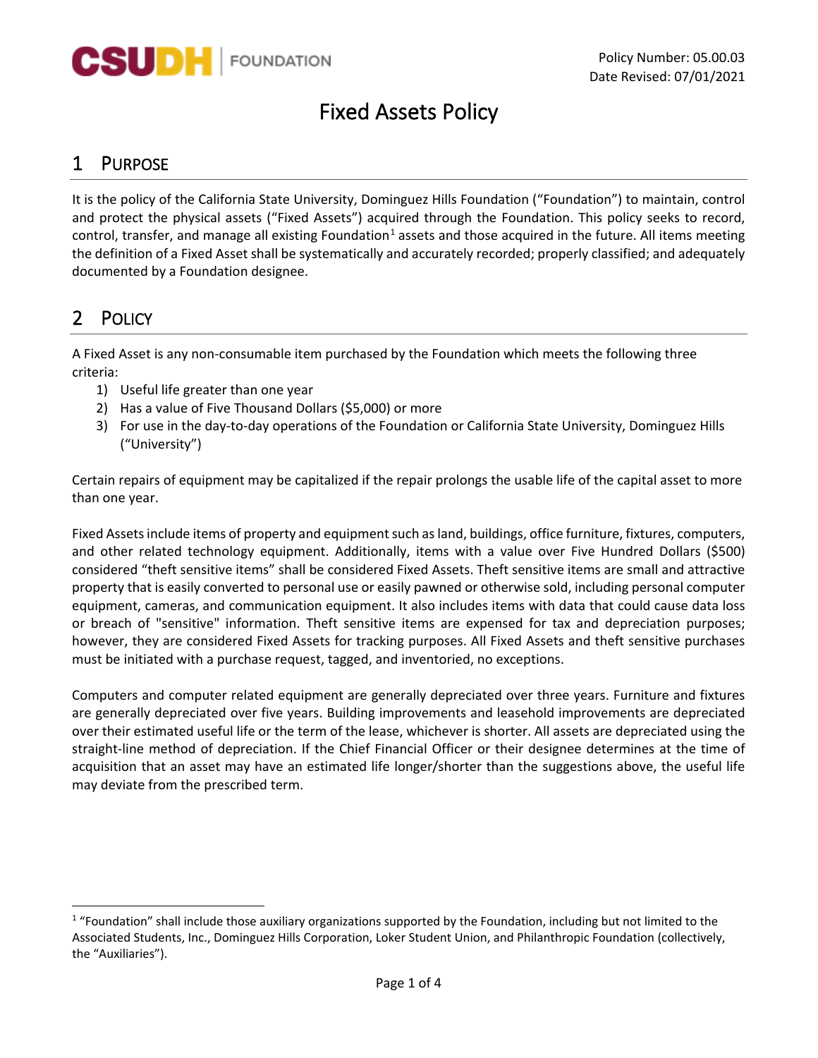Policy Number: 05.00.03
Date Revised: 07/01/2021

# Fixed Assets Policy

## 1 Purpose

It is the policy of the California State University, Dominguez Hills Foundation ("Foundation") to maintain, control and protect the physical assets ("Fixed Assets") acquired through the Foundation. This policy seeks to record, control, transfer, and manage all existing Foundation[1] assets and those acquired in the future. All items meeting the definition of a Fixed Asset shall be systematically and accurately recorded; properly classified; and adequately documented by a Foundation designee.

## 2 Policy

A Fixed Asset is any non-consumable item purchased by the Foundation which meets the following three criteria:

1) Useful life greater than one year
2) Has a value of Five Thousand Dollars ($5,000) or more
3) For use in the day-to-day operations of the Foundation or California State University, Dominguez Hills ("University")

Certain repairs of equipment may be capitalized if the repair prolongs the usable life of the capital asset to more than one year.

Fixed Assets include items of property and equipment such as land, buildings, office furniture, fixtures, computers, and other related technology equipment. Additionally, items with a value over Five Hundred Dollars ($500) considered "theft sensitive items" shall be considered Fixed Assets. Theft sensitive items are small and attractive property that is easily converted to personal use or easily pawned or otherwise sold, including personal computer equipment, cameras, and communication equipment. It also includes items with data that could cause data loss or breach of "sensitive" information. Theft sensitive items are expensed for tax and depreciation purposes; however, they are considered Fixed Assets for tracking purposes. All Fixed Assets and theft sensitive purchases must be initiated with a purchase request, tagged, and inventoried, no exceptions.

Computers and computer related equipment are generally depreciated over three years. Furniture and fixtures are generally depreciated over five years. Building improvements and leasehold improvements are depreciated over their estimated useful life or the term of the lease, whichever is shorter. All assets are depreciated using the straight-line method of depreciation. If the Chief Financial Officer or their designee determines at the time of acquisition that an asset may have an estimated life longer/shorter than the suggestions above, the useful life may deviate from the prescribed term.

[1] "Foundation" shall include those auxiliary organizations supported by the Foundation, including but not limited to the Associated Students, Inc., Dominguez Hills Corporation, Loker Student Union, and Philanthropic Foundation (collectively, the "Auxiliaries").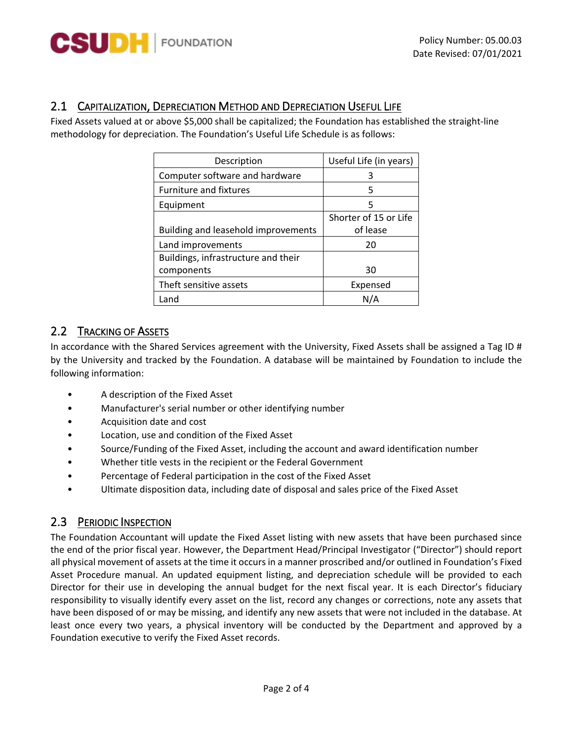## 2.1 Capitalization, Depreciation Method and Depreciation Useful Life

Fixed Assets valued at or above $5,000 shall be capitalized; the Foundation has established the straight-line methodology for depreciation. The Foundation's Useful Life Schedule is as follows:

| Description | Useful Life (in years) |
| --- | --- |
| Computer software and hardware | 3 |
| Furniture and fixtures | 5 |
| Equipment | 5 |
| Building and leasehold improvements | Shorter of 15 or Life of lease |
| Land improvements | 20 |
| Buildings, infrastructure and their components | 30 |
| Theft sensitive assets | Expensed |
| Land | N/A |

## 2.2 Tracking of Assets

In accordance with the Shared Services agreement with the University, Fixed Assets shall be assigned a Tag ID # by the University and tracked by the Foundation. A database will be maintained by Foundation to include the following information:

- A description of the Fixed Asset
- Manufacturer's serial number or other identifying number
- Acquisition date and cost
- Location, use and condition of the Fixed Asset
- Source/Funding of the Fixed Asset, including the account and award identification number
- Whether title vests in the recipient or the Federal Government
- Percentage of Federal participation in the cost of the Fixed Asset
- Ultimate disposition data, including date of disposal and sales price of the Fixed Asset

## 2.3 Periodic Inspection

The Foundation Accountant will update the Fixed Asset listing with new assets that have been purchased since the end of the prior fiscal year. However, the Department Head/Principal Investigator ("Director") should report all physical movement of assets at the time it occurs in a manner proscribed and/or outlined in Foundation's Fixed Asset Procedure manual. An updated equipment listing, and depreciation schedule will be provided to each Director for their use in developing the annual budget for the next fiscal year. It is each Director's fiduciary responsibility to visually identify every asset on the list, record any changes or corrections, note any assets that have been disposed of or may be missing, and identify any new assets that were not included in the database. At least once every two years, a physical inventory will be conducted by the Department and approved by a Foundation executive to verify the Fixed Asset records.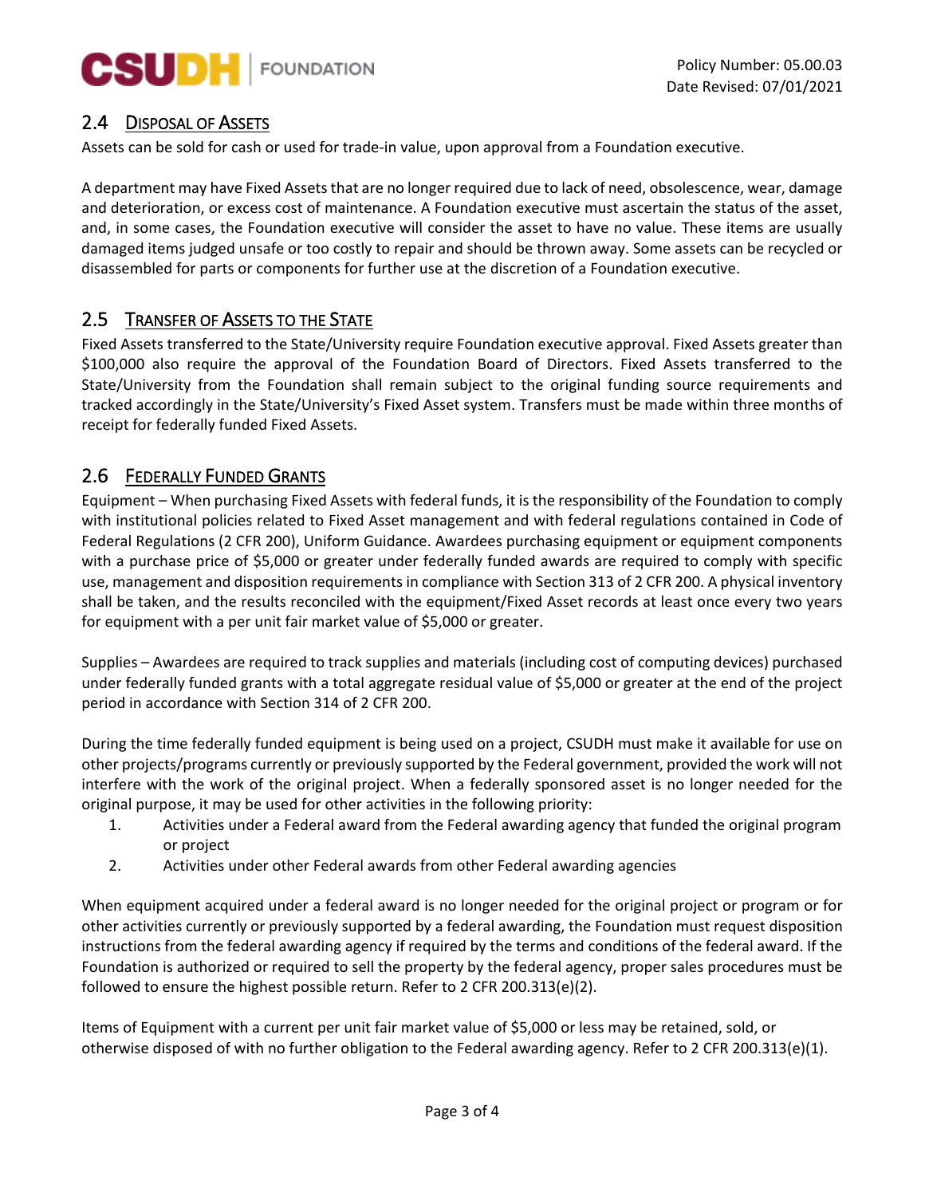## 2.4 Disposal of Assets

Assets can be sold for cash or used for trade-in value, upon approval from a Foundation executive.

A department may have Fixed Assets that are no longer required due to lack of need, obsolescence, wear, damage and deterioration, or excess cost of maintenance. A Foundation executive must ascertain the status of the asset, and, in some cases, the Foundation executive will consider the asset to have no value. These items are usually damaged items judged unsafe or too costly to repair and should be thrown away. Some assets can be recycled or disassembled for parts or components for further use at the discretion of a Foundation executive.

## 2.5 Transfer of Assets to the State

Fixed Assets transferred to the State/University require Foundation executive approval. Fixed Assets greater than $100,000 also require the approval of the Foundation Board of Directors. Fixed Assets transferred to the State/University from the Foundation shall remain subject to the original funding source requirements and tracked accordingly in the State/University's Fixed Asset system. Transfers must be made within three months of receipt for federally funded Fixed Assets.

## 2.6 Federally Funded Grants

Equipment – When purchasing Fixed Assets with federal funds, it is the responsibility of the Foundation to comply with institutional policies related to Fixed Asset management and with federal regulations contained in Code of Federal Regulations (2 CFR 200), Uniform Guidance. Awardees purchasing equipment or equipment components with a purchase price of $5,000 or greater under federally funded awards are required to comply with specific use, management and disposition requirements in compliance with Section 313 of 2 CFR 200. A physical inventory shall be taken, and the results reconciled with the equipment/Fixed Asset records at least once every two years for equipment with a per unit fair market value of $5,000 or greater.

Supplies – Awardees are required to track supplies and materials (including cost of computing devices) purchased under federally funded grants with a total aggregate residual value of $5,000 or greater at the end of the project period in accordance with Section 314 of 2 CFR 200.

During the time federally funded equipment is being used on a project, CSUDH must make it available for use on other projects/programs currently or previously supported by the Federal government, provided the work will not interfere with the work of the original project. When a federally sponsored asset is no longer needed for the original purpose, it may be used for other activities in the following priority:

1. Activities under a Federal award from the Federal awarding agency that funded the original program or project
2. Activities under other Federal awards from other Federal awarding agencies

When equipment acquired under a federal award is no longer needed for the original project or program or for other activities currently or previously supported by a federal awarding, the Foundation must request disposition instructions from the federal awarding agency if required by the terms and conditions of the federal award. If the Foundation is authorized or required to sell the property by the federal agency, proper sales procedures must be followed to ensure the highest possible return. Refer to 2 CFR 200.313(e)(2).

Items of Equipment with a current per unit fair market value of $5,000 or less may be retained, sold, or otherwise disposed of with no further obligation to the Federal awarding agency. Refer to 2 CFR 200.313(e)(1).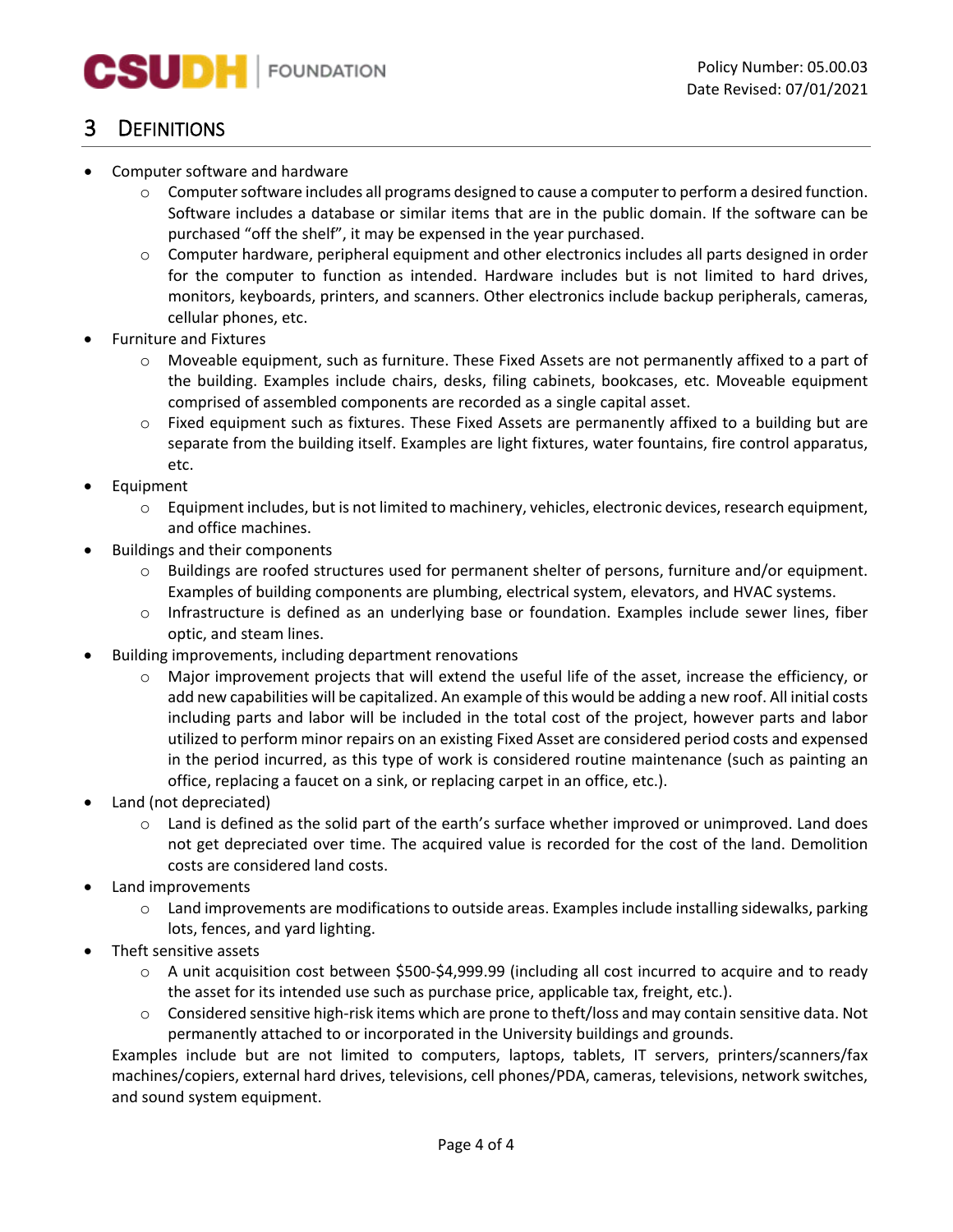# 3 Definitions

- Computer software and hardware
  - Computer software includes all programs designed to cause a computer to perform a desired function. Software includes a database or similar items that are in the public domain. If the software can be purchased "off the shelf", it may be expensed in the year purchased.
  - Computer hardware, peripheral equipment and other electronics includes all parts designed in order for the computer to function as intended. Hardware includes but is not limited to hard drives, monitors, keyboards, printers, and scanners. Other electronics include backup peripherals, cameras, cellular phones, etc.
- Furniture and Fixtures
  - Moveable equipment, such as furniture. These Fixed Assets are not permanently affixed to a part of the building. Examples include chairs, desks, filing cabinets, bookcases, etc. Moveable equipment comprised of assembled components are recorded as a single capital asset.
  - Fixed equipment such as fixtures. These Fixed Assets are permanently affixed to a building but are separate from the building itself. Examples are light fixtures, water fountains, fire control apparatus, etc.
- Equipment
  - Equipment includes, but is not limited to machinery, vehicles, electronic devices, research equipment, and office machines.
- Buildings and their components
  - Buildings are roofed structures used for permanent shelter of persons, furniture and/or equipment. Examples of building components are plumbing, electrical system, elevators, and HVAC systems.
  - Infrastructure is defined as an underlying base or foundation. Examples include sewer lines, fiber optic, and steam lines.
- Building improvements, including department renovations
  - Major improvement projects that will extend the useful life of the asset, increase the efficiency, or add new capabilities will be capitalized. An example of this would be adding a new roof. All initial costs including parts and labor will be included in the total cost of the project, however parts and labor utilized to perform minor repairs on an existing Fixed Asset are considered period costs and expensed in the period incurred, as this type of work is considered routine maintenance (such as painting an office, replacing a faucet on a sink, or replacing carpet in an office, etc.).
- Land (not depreciated)
  - Land is defined as the solid part of the earth's surface whether improved or unimproved. Land does not get depreciated over time. The acquired value is recorded for the cost of the land. Demolition costs are considered land costs.
- Land improvements
  - Land improvements are modifications to outside areas. Examples include installing sidewalks, parking lots, fences, and yard lighting.
- Theft sensitive assets
  - A unit acquisition cost between $500-$4,999.99 (including all cost incurred to acquire and to ready the asset for its intended use such as purchase price, applicable tax, freight, etc.).
  - Considered sensitive high-risk items which are prone to theft/loss and may contain sensitive data. Not permanently attached to or incorporated in the University buildings and grounds.

  Examples include but are not limited to computers, laptops, tablets, IT servers, printers/scanners/fax machines/copiers, external hard drives, televisions, cell phones/PDA, cameras, televisions, network switches, and sound system equipment.